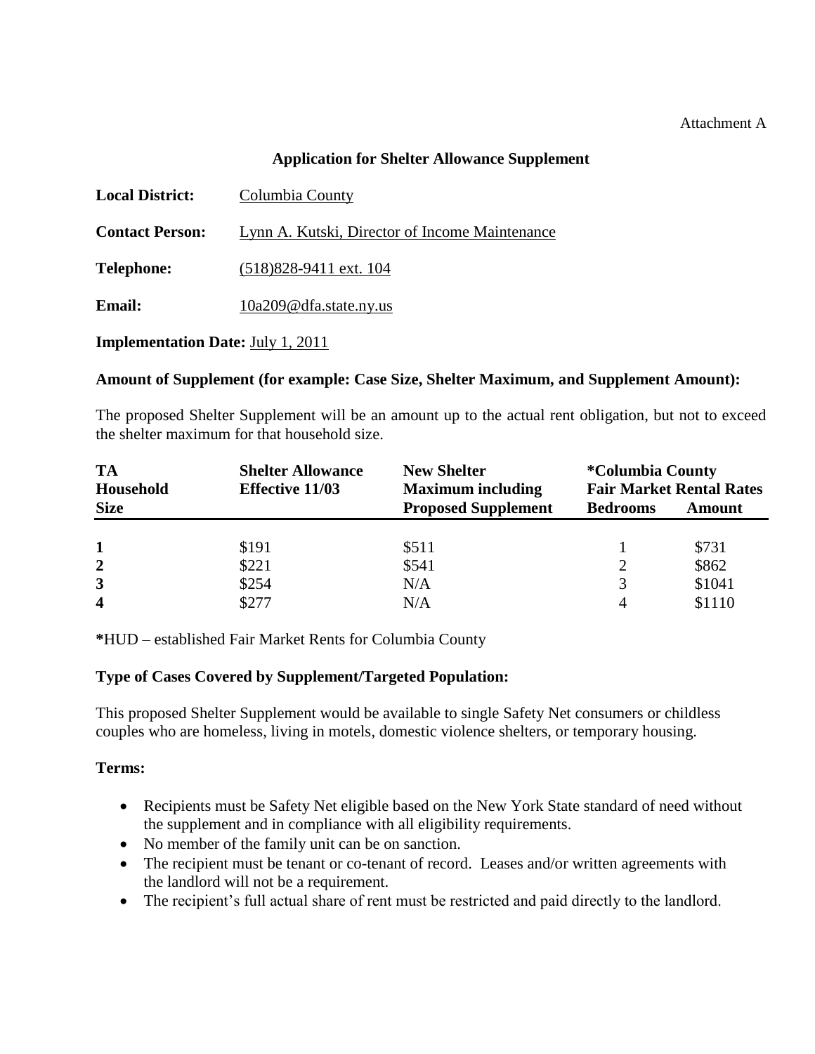Attachment A

## Application for Shelter Allowance Supplement

**Local District:** Columbia County

**Contact Person:** Lynn A. Kutski, Director of Income Maintenance

**Telephone:** (518)828-9411 ext. 104

**Email:** 10a209@dfa.state.ny.us

**Implementation Date:** July 1, 2011

**Amount of Supplement (for example: Case Size, Shelter Maximum, and Supplement Amount):**

The proposed Shelter Supplement will be an amount up to the actual rent obligation, but not to exceed the shelter maximum for that household size.

| TA Household Size | Shelter Allowance Effective 11/03 | New Shelter Maximum including Proposed Supplement | *Columbia County Fair Market Rental Rates | |
|---|---|---|---|---|
| | | | Bedrooms | Amount |
| **1** | $191 | $511 | 1 | $731 |
| **2** | $221 | $541 | 2 | $862 |
| **3** | $254 | N/A | 3 | $1041 |
| **4** | $277 | N/A | 4 | $1110 |

***HUD – established Fair Market Rents for Columbia County**

**Type of Cases Covered by Supplement/Targeted Population:**

This proposed Shelter Supplement would be available to single Safety Net consumers or childless couples who are homeless, living in motels, domestic violence shelters, or temporary housing.

**Terms:**

- Recipients must be Safety Net eligible based on the New York State standard of need without the supplement and in compliance with all eligibility requirements.
- No member of the family unit can be on sanction.
- The recipient must be tenant or co-tenant of record. Leases and/or written agreements with the landlord will not be a requirement.
- The recipient's full actual share of rent must be restricted and paid directly to the landlord.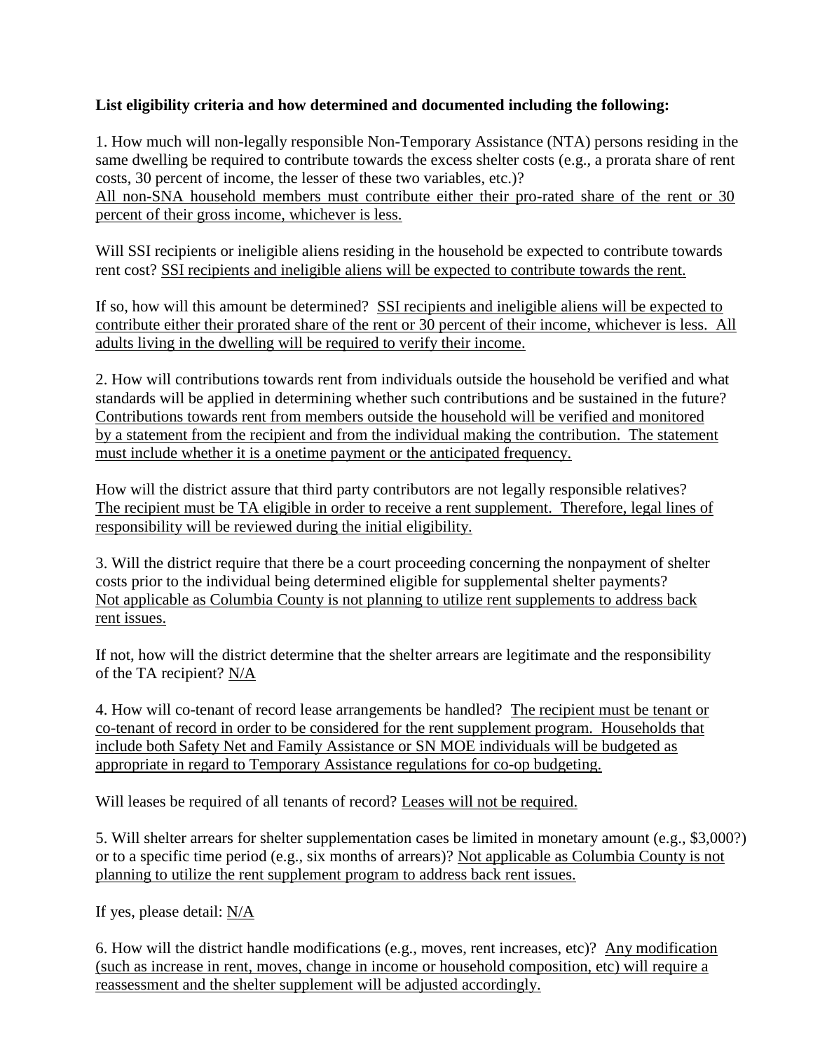**List eligibility criteria and how determined and documented including the following:**

1. How much will non-legally responsible Non-Temporary Assistance (NTA) persons residing in the same dwelling be required to contribute towards the excess shelter costs (e.g., a prorata share of rent costs, 30 percent of income, the lesser of these two variables, etc.)?
<u>All non-SNA household members must contribute either their pro-rated share of the rent or 30 percent of their gross income, whichever is less.</u>

Will SSI recipients or ineligible aliens residing in the household be expected to contribute towards rent cost? <u>SSI recipients and ineligible aliens will be expected to contribute towards the rent.</u>

If so, how will this amount be determined? <u>SSI recipients and ineligible aliens will be expected to contribute either their prorated share of the rent or 30 percent of their income, whichever is less. All adults living in the dwelling will be required to verify their income.</u>

2. How will contributions towards rent from individuals outside the household be verified and what standards will be applied in determining whether such contributions and be sustained in the future? <u>Contributions towards rent from members outside the household will be verified and monitored by a statement from the recipient and from the individual making the contribution. The statement must include whether it is a onetime payment or the anticipated frequency.</u>

How will the district assure that third party contributors are not legally responsible relatives? <u>The recipient must be TA eligible in order to receive a rent supplement. Therefore, legal lines of responsibility will be reviewed during the initial eligibility.</u>

3. Will the district require that there be a court proceeding concerning the nonpayment of shelter costs prior to the individual being determined eligible for supplemental shelter payments? <u>Not applicable as Columbia County is not planning to utilize rent supplements to address back rent issues.</u>

If not, how will the district determine that the shelter arrears are legitimate and the responsibility of the TA recipient? <u>N/A</u>

4. How will co-tenant of record lease arrangements be handled? <u>The recipient must be tenant or co-tenant of record in order to be considered for the rent supplement program. Households that include both Safety Net and Family Assistance or SN MOE individuals will be budgeted as appropriate in regard to Temporary Assistance regulations for co-op budgeting.</u>

Will leases be required of all tenants of record? <u>Leases will not be required.</u>

5. Will shelter arrears for shelter supplementation cases be limited in monetary amount (e.g., $3,000?) or to a specific time period (e.g., six months of arrears)? <u>Not applicable as Columbia County is not planning to utilize the rent supplement program to address back rent issues.</u>

If yes, please detail: <u>N/A</u>

6. How will the district handle modifications (e.g., moves, rent increases, etc)? <u>Any modification (such as increase in rent, moves, change in income or household composition, etc) will require a reassessment and the shelter supplement will be adjusted accordingly.</u>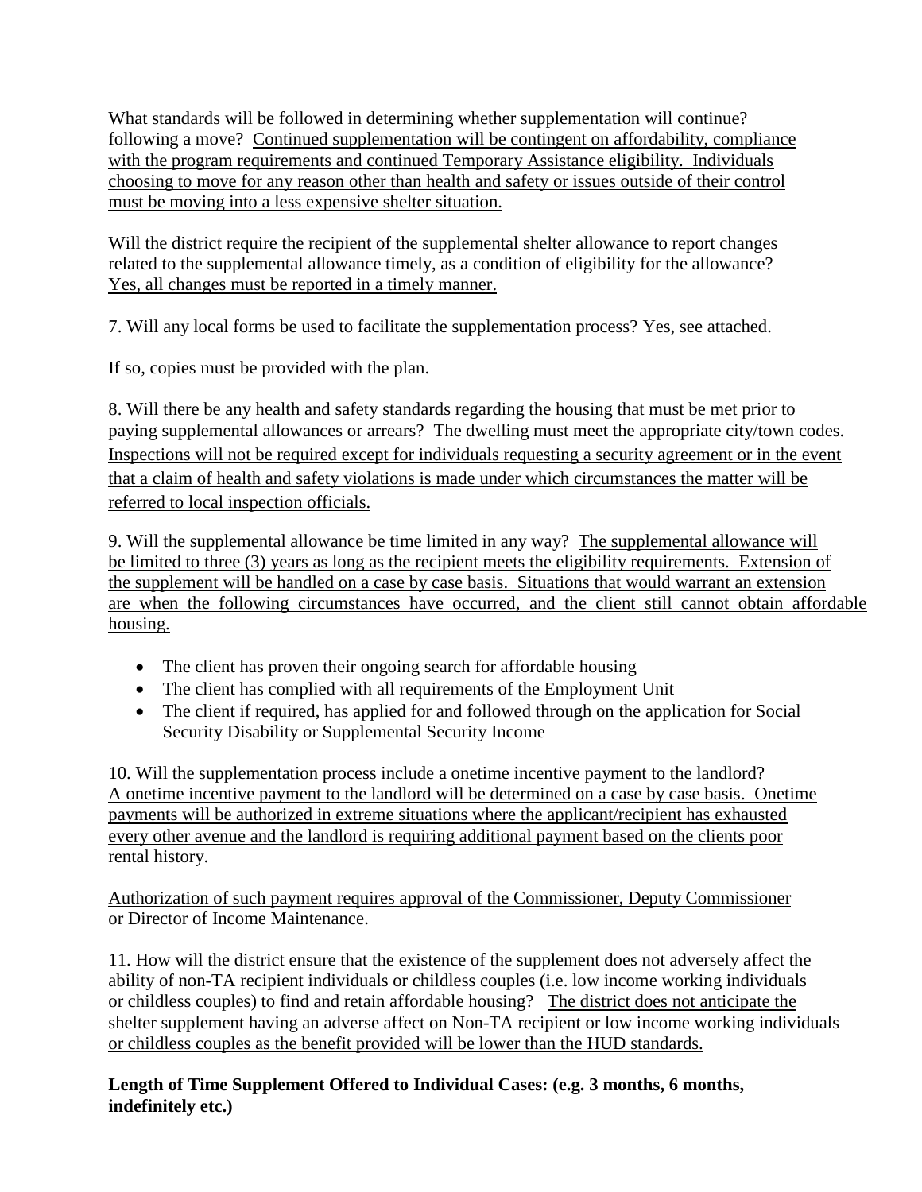What standards will be followed in determining whether supplementation will continue? following a move? Continued supplementation will be contingent on affordability, compliance with the program requirements and continued Temporary Assistance eligibility. Individuals choosing to move for any reason other than health and safety or issues outside of their control must be moving into a less expensive shelter situation.

Will the district require the recipient of the supplemental shelter allowance to report changes related to the supplemental allowance timely, as a condition of eligibility for the allowance? Yes, all changes must be reported in a timely manner.

7. Will any local forms be used to facilitate the supplementation process? Yes, see attached.

If so, copies must be provided with the plan.

8. Will there be any health and safety standards regarding the housing that must be met prior to paying supplemental allowances or arrears? The dwelling must meet the appropriate city/town codes. Inspections will not be required except for individuals requesting a security agreement or in the event that a claim of health and safety violations is made under which circumstances the matter will be referred to local inspection officials.

9. Will the supplemental allowance be time limited in any way? The supplemental allowance will be limited to three (3) years as long as the recipient meets the eligibility requirements. Extension of the supplement will be handled on a case by case basis. Situations that would warrant an extension are when the following circumstances have occurred, and the client still cannot obtain affordable housing.

- The client has proven their ongoing search for affordable housing
- The client has complied with all requirements of the Employment Unit
- The client if required, has applied for and followed through on the application for Social Security Disability or Supplemental Security Income

10. Will the supplementation process include a onetime incentive payment to the landlord? A onetime incentive payment to the landlord will be determined on a case by case basis. Onetime payments will be authorized in extreme situations where the applicant/recipient has exhausted every other avenue and the landlord is requiring additional payment based on the clients poor rental history.

Authorization of such payment requires approval of the Commissioner, Deputy Commissioner or Director of Income Maintenance.

11. How will the district ensure that the existence of the supplement does not adversely affect the ability of non-TA recipient individuals or childless couples (i.e. low income working individuals or childless couples) to find and retain affordable housing? The district does not anticipate the shelter supplement having an adverse affect on Non-TA recipient or low income working individuals or childless couples as the benefit provided will be lower than the HUD standards.

**Length of Time Supplement Offered to Individual Cases: (e.g. 3 months, 6 months, indefinitely etc.)**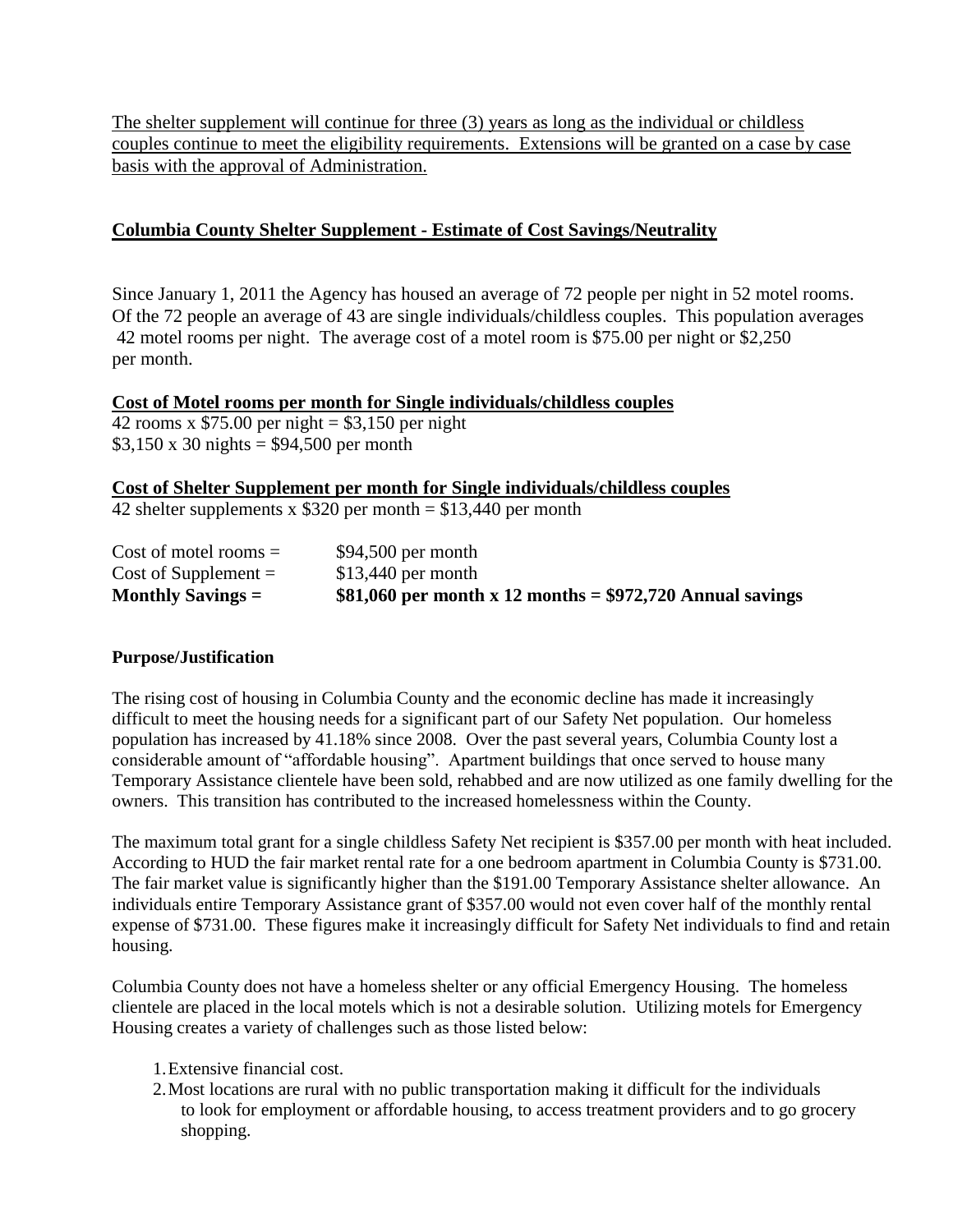The shelter supplement will continue for three (3) years as long as the individual or childless couples continue to meet the eligibility requirements. Extensions will be granted on a case by case basis with the approval of Administration.

## Columbia County Shelter Supplement - Estimate of Cost Savings/Neutrality

Since January 1, 2011 the Agency has housed an average of 72 people per night in 52 motel rooms. Of the 72 people an average of 43 are single individuals/childless couples. This population averages 42 motel rooms per night. The average cost of a motel room is $75.00 per night or $2,250 per month.

**Cost of Motel rooms per month for Single individuals/childless couples**

42 rooms x $75.00 per night = $3,150 per night
$3,150 x 30 nights = $94,500 per month

**Cost of Shelter Supplement per month for Single individuals/childless couples**

42 shelter supplements x $320 per month = $13,440 per month

| | |
|---|---|
| Cost of motel rooms = | $94,500 per month |
| Cost of Supplement = | $13,440 per month |
| **Monthly Savings =** | **$81,060 per month x 12 months = $972,720 Annual savings** |

**Purpose/Justification**

The rising cost of housing in Columbia County and the economic decline has made it increasingly difficult to meet the housing needs for a significant part of our Safety Net population. Our homeless population has increased by 41.18% since 2008. Over the past several years, Columbia County lost a considerable amount of "affordable housing". Apartment buildings that once served to house many Temporary Assistance clientele have been sold, rehabbed and are now utilized as one family dwelling for the owners. This transition has contributed to the increased homelessness within the County.

The maximum total grant for a single childless Safety Net recipient is $357.00 per month with heat included. According to HUD the fair market rental rate for a one bedroom apartment in Columbia County is $731.00. The fair market value is significantly higher than the $191.00 Temporary Assistance shelter allowance. An individuals entire Temporary Assistance grant of $357.00 would not even cover half of the monthly rental expense of $731.00. These figures make it increasingly difficult for Safety Net individuals to find and retain housing.

Columbia County does not have a homeless shelter or any official Emergency Housing. The homeless clientele are placed in the local motels which is not a desirable solution. Utilizing motels for Emergency Housing creates a variety of challenges such as those listed below:

1. Extensive financial cost.
2. Most locations are rural with no public transportation making it difficult for the individuals to look for employment or affordable housing, to access treatment providers and to go grocery shopping.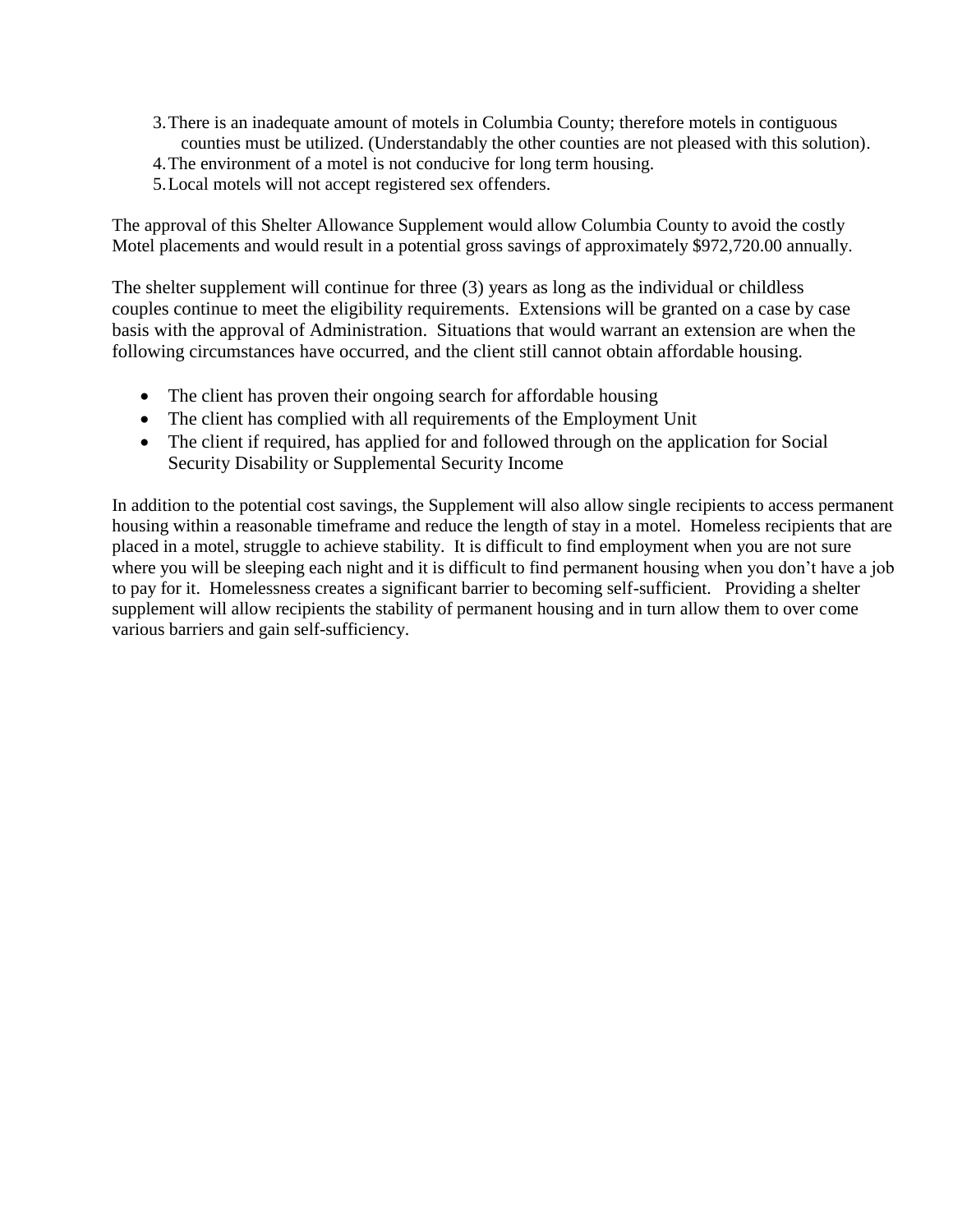3. There is an inadequate amount of motels in Columbia County; therefore motels in contiguous counties must be utilized. (Understandably the other counties are not pleased with this solution).
4. The environment of a motel is not conducive for long term housing.
5. Local motels will not accept registered sex offenders.

The approval of this Shelter Allowance Supplement would allow Columbia County to avoid the costly Motel placements and would result in a potential gross savings of approximately $972,720.00 annually.

The shelter supplement will continue for three (3) years as long as the individual or childless couples continue to meet the eligibility requirements. Extensions will be granted on a case by case basis with the approval of Administration. Situations that would warrant an extension are when the following circumstances have occurred, and the client still cannot obtain affordable housing.

- The client has proven their ongoing search for affordable housing
- The client has complied with all requirements of the Employment Unit
- The client if required, has applied for and followed through on the application for Social Security Disability or Supplemental Security Income

In addition to the potential cost savings, the Supplement will also allow single recipients to access permanent housing within a reasonable timeframe and reduce the length of stay in a motel. Homeless recipients that are placed in a motel, struggle to achieve stability. It is difficult to find employment when you are not sure where you will be sleeping each night and it is difficult to find permanent housing when you don't have a job to pay for it. Homelessness creates a significant barrier to becoming self-sufficient. Providing a shelter supplement will allow recipients the stability of permanent housing and in turn allow them to over come various barriers and gain self-sufficiency.